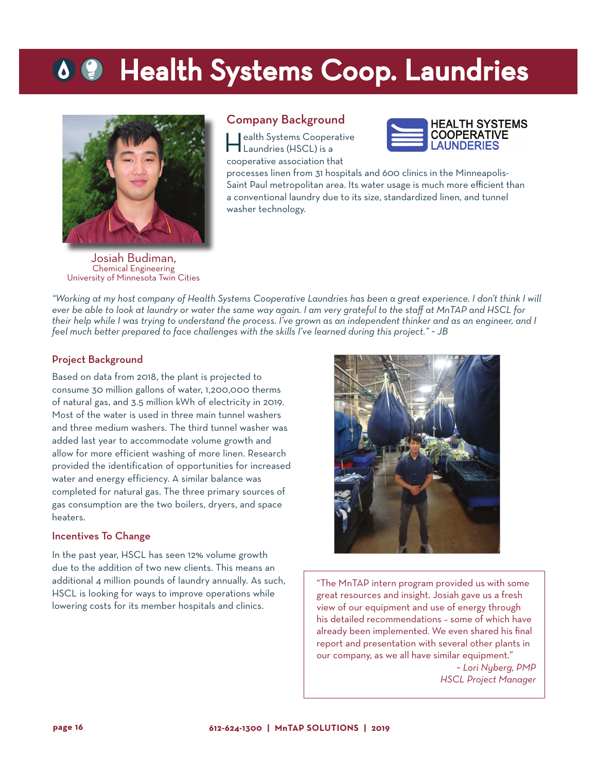# Health Systems Coop. Laundries

Josiah Budiman,
Chemical Engineering
University of Minnesota Twin Cities

## Company Background

Health Systems Cooperative Laundries (HSCL) is a cooperative association that processes linen from 31 hospitals and 600 clinics in the Minneapolis-Saint Paul metropolitan area. Its water usage is much more efficient than a conventional laundry due to its size, standardized linen, and tunnel washer technology.

*"Working at my host company of Health Systems Cooperative Laundries has been a great experience. I don't think I will ever be able to look at laundry or water the same way again. I am very grateful to the staff at MnTAP and HSCL for their help while I was trying to understand the process. I've grown as an independent thinker and as an engineer, and I feel much better prepared to face challenges with the skills I've learned during this project." ~ JB*

## Project Background

Based on data from 2018, the plant is projected to consume 30 million gallons of water, 1,200,000 therms of natural gas, and 3.5 million kWh of electricity in 2019. Most of the water is used in three main tunnel washers and three medium washers. The third tunnel washer was added last year to accommodate volume growth and allow for more efficient washing of more linen. Research provided the identification of opportunities for increased water and energy efficiency. A similar balance was completed for natural gas. The three primary sources of gas consumption are the two boilers, dryers, and space heaters.

## Incentives To Change

In the past year, HSCL has seen 12% volume growth due to the addition of two new clients. This means an additional 4 million pounds of laundry annually. As such, HSCL is looking for ways to improve operations while lowering costs for its member hospitals and clinics.

"The MnTAP intern program provided us with some great resources and insight. Josiah gave us a fresh view of our equipment and use of energy through his detailed recommendations – some of which have already been implemented. We even shared his final report and presentation with several other plants in our company, as we all have similar equipment."

*~ Lori Nyberg, PMP*
*HSCL Project Manager*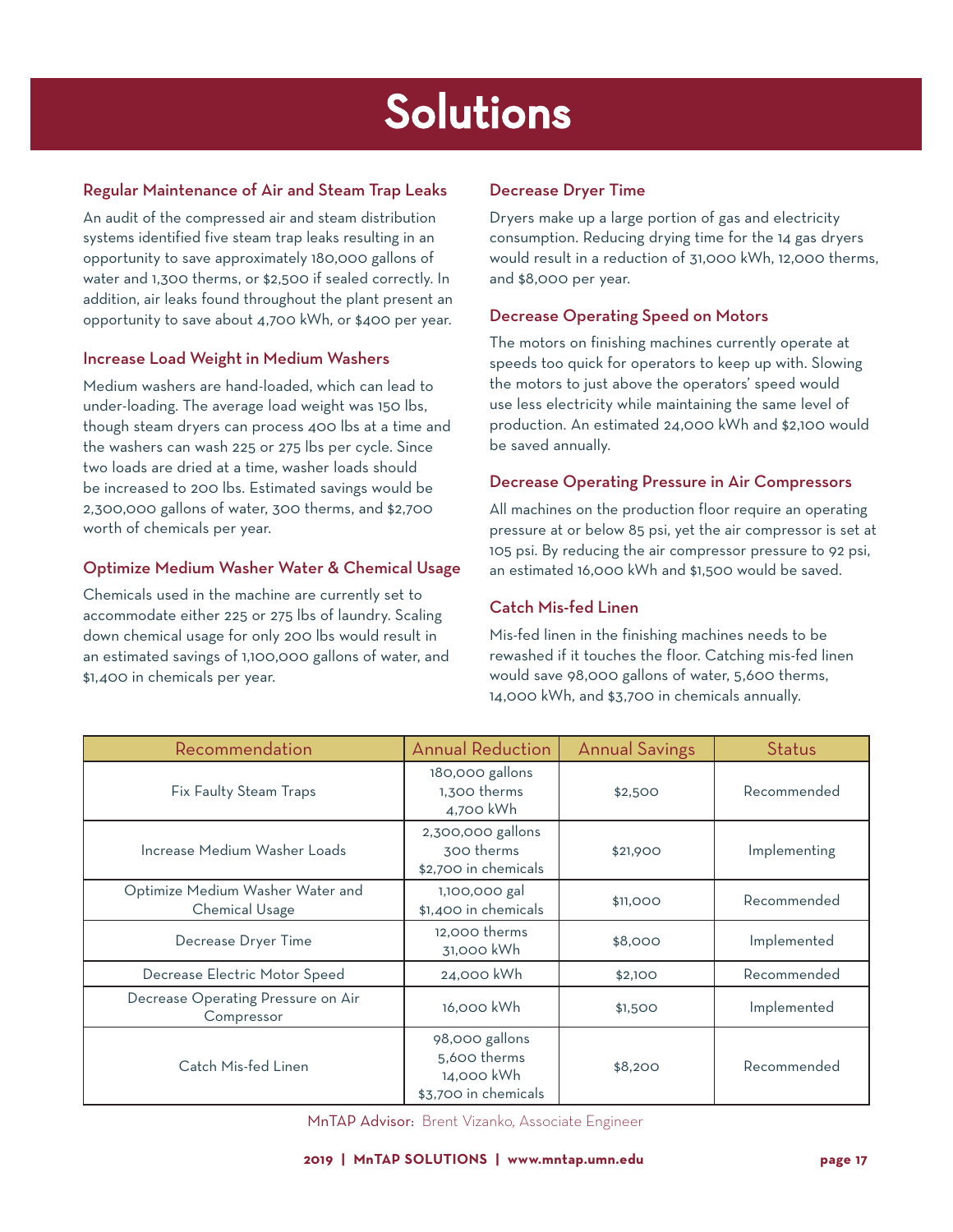# Solutions

### Regular Maintenance of Air and Steam Trap Leaks

An audit of the compressed air and steam distribution systems identified five steam trap leaks resulting in an opportunity to save approximately 180,000 gallons of water and 1,300 therms, or $2,500 if sealed correctly. In addition, air leaks found throughout the plant present an opportunity to save about 4,700 kWh, or $400 per year.

### Increase Load Weight in Medium Washers

Medium washers are hand-loaded, which can lead to under-loading. The average load weight was 150 lbs, though steam dryers can process 400 lbs at a time and the washers can wash 225 or 275 lbs per cycle. Since two loads are dried at a time, washer loads should be increased to 200 lbs. Estimated savings would be 2,300,000 gallons of water, 300 therms, and $2,700 worth of chemicals per year.

### Optimize Medium Washer Water & Chemical Usage

Chemicals used in the machine are currently set to accommodate either 225 or 275 lbs of laundry. Scaling down chemical usage for only 200 lbs would result in an estimated savings of 1,100,000 gallons of water, and $1,400 in chemicals per year.

### Decrease Dryer Time

Dryers make up a large portion of gas and electricity consumption. Reducing drying time for the 14 gas dryers would result in a reduction of 31,000 kWh, 12,000 therms, and $8,000 per year.

### Decrease Operating Speed on Motors

The motors on finishing machines currently operate at speeds too quick for operators to keep up with. Slowing the motors to just above the operators' speed would use less electricity while maintaining the same level of production. An estimated 24,000 kWh and $2,100 would be saved annually.

### Decrease Operating Pressure in Air Compressors

All machines on the production floor require an operating pressure at or below 85 psi, yet the air compressor is set at 105 psi. By reducing the air compressor pressure to 92 psi, an estimated 16,000 kWh and $1,500 would be saved.

### Catch Mis-fed Linen

Mis-fed linen in the finishing machines needs to be rewashed if it touches the floor. Catching mis-fed linen would save 98,000 gallons of water, 5,600 therms, 14,000 kWh, and $3,700 in chemicals annually.

| Recommendation | Annual Reduction | Annual Savings | Status |
|---|---|---|---|
| Fix Faulty Steam Traps | 180,000 gallons<br>1,300 therms<br>4,700 kWh | $2,500 | Recommended |
| Increase Medium Washer Loads | 2,300,000 gallons<br>300 therms<br>$2,700 in chemicals | $21,900 | Implementing |
| Optimize Medium Washer Water and Chemical Usage | 1,100,000 gal<br>$1,400 in chemicals | $11,000 | Recommended |
| Decrease Dryer Time | 12,000 therms<br>31,000 kWh | $8,000 | Implemented |
| Decrease Electric Motor Speed | 24,000 kWh | $2,100 | Recommended |
| Decrease Operating Pressure on Air Compressor | 16,000 kWh | $1,500 | Implemented |
| Catch Mis-fed Linen | 98,000 gallons<br>5,600 therms<br>14,000 kWh<br>$3,700 in chemicals | $8,200 | Recommended |

MnTAP Advisor: Brent Vizanko, Associate Engineer